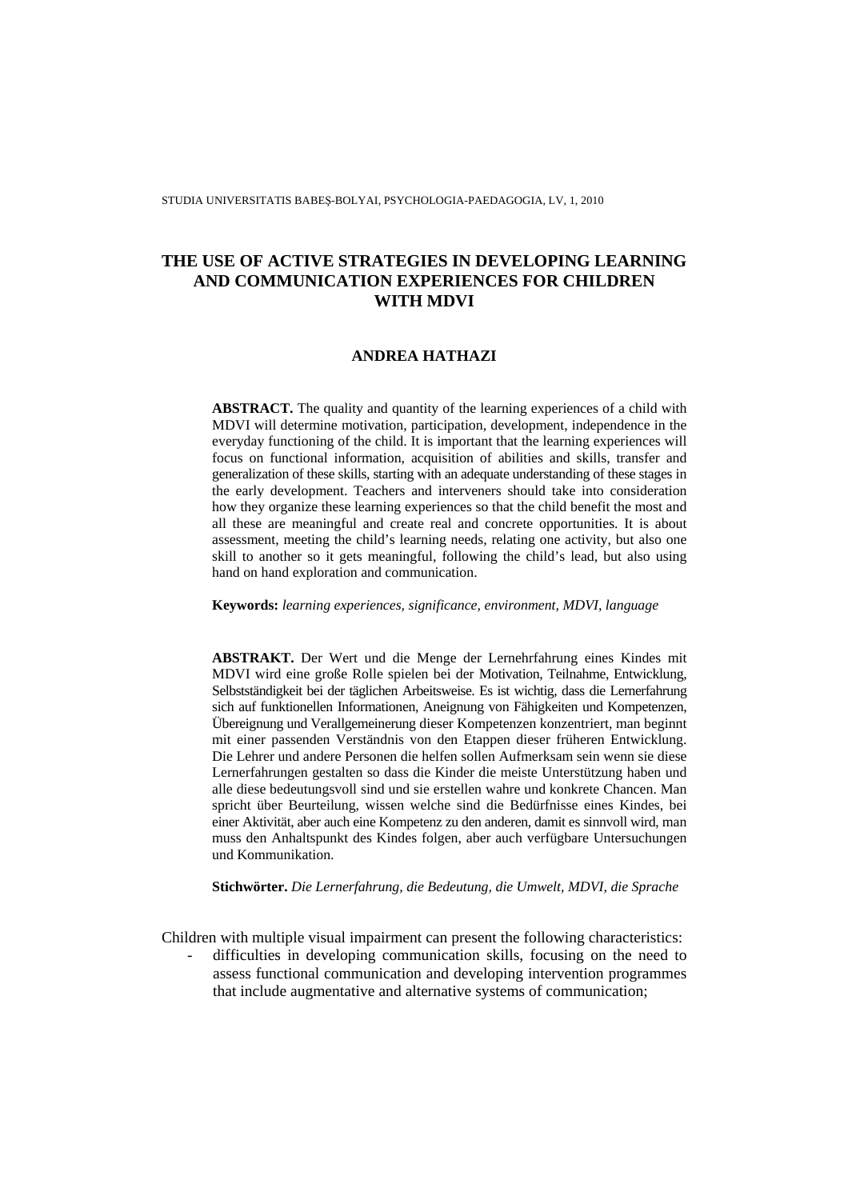# THE USE OF ACTIVE STRATEGIES IN DEVELOPING LEARNING AND COMMUNICATION EXPERIENCES FOR CHILDREN WITH MDVI

**ANDREA HATHAZI**

**ABSTRACT.** The quality and quantity of the learning experiences of a child with MDVI will determine motivation, participation, development, independence in the everyday functioning of the child. It is important that the learning experiences will focus on functional information, acquisition of abilities and skills, transfer and generalization of these skills, starting with an adequate understanding of these stages in the early development. Teachers and interveners should take into consideration how they organize these learning experiences so that the child benefit the most and all these are meaningful and create real and concrete opportunities. It is about assessment, meeting the child's learning needs, relating one activity, but also one skill to another so it gets meaningful, following the child's lead, but also using hand on hand exploration and communication.

**Keywords:** *learning experiences, significance, environment, MDVI, language*

**ABSTRAKT.** Der Wert und die Menge der Lernehrfahrung eines Kindes mit MDVI wird eine große Rolle spielen bei der Motivation, Teilnahme, Entwicklung, Selbstständigkeit bei der täglichen Arbeitsweise. Es ist wichtig, dass die Lernerfahrung sich auf funktionellen Informationen, Aneignung von Fähigkeiten und Kompetenzen, Übereignung und Verallgemeinerung dieser Kompetenzen konzentriert, man beginnt mit einer passenden Verständnis von den Etappen dieser früheren Entwicklung. Die Lehrer und andere Personen die helfen sollen Aufmerksam sein wenn sie diese Lernerfahrungen gestalten so dass die Kinder die meiste Unterstützung haben und alle diese bedeutungsvoll sind und sie erstellen wahre und konkrete Chancen. Man spricht über Beurteilung, wissen welche sind die Bedürfnisse eines Kindes, bei einer Aktivität, aber auch eine Kompetenz zu den anderen, damit es sinnvoll wird, man muss den Anhaltspunkt des Kindes folgen, aber auch verfügbare Untersuchungen und Kommunikation.

**Stichwörter.** *Die Lernerfahrung, die Bedeutung, die Umwelt, MDVI, die Sprache*

Children with multiple visual impairment can present the following characteristics:

- difficulties in developing communication skills, focusing on the need to assess functional communication and developing intervention programmes that include augmentative and alternative systems of communication;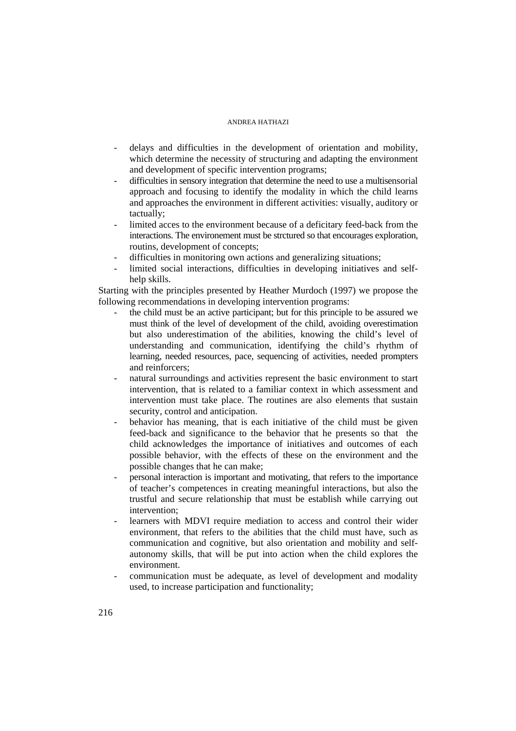- delays and difficulties in the development of orientation and mobility, which determine the necessity of structuring and adapting the environment and development of specific intervention programs;
- difficulties in sensory integration that determine the need to use a multisensorial approach and focusing to identify the modality in which the child learns and approaches the environment in different activities: visually, auditory or tactually;
- limited acces to the environment because of a deficitary feed-back from the interactions. The environement must be strctured so that encourages exploration, routins, development of concepts;
- difficulties in monitoring own actions and generalizing situations;
- limited social interactions, difficulties in developing initiatives and self-help skills.

Starting with the principles presented by Heather Murdoch (1997) we propose the following recommendations in developing intervention programs:

- the child must be an active participant; but for this principle to be assured we must think of the level of development of the child, avoiding overestimation but also underestimation of the abilities, knowing the child's level of understanding and communication, identifying the child's rhythm of learning, needed resources, pace, sequencing of activities, needed prompters and reinforcers;
- natural surroundings and activities represent the basic environment to start intervention, that is related to a familiar context in which assessment and intervention must take place. The routines are also elements that sustain security, control and anticipation.
- behavior has meaning, that is each initiative of the child must be given feed-back and significance to the behavior that he presents so that the child acknowledges the importance of initiatives and outcomes of each possible behavior, with the effects of these on the environment and the possible changes that he can make;
- personal interaction is important and motivating, that refers to the importance of teacher's competences in creating meaningful interactions, but also the trustful and secure relationship that must be establish while carrying out intervention;
- learners with MDVI require mediation to access and control their wider environment, that refers to the abilities that the child must have, such as communication and cognitive, but also orientation and mobility and self-autonomy skills, that will be put into action when the child explores the environment.
- communication must be adequate, as level of development and modality used, to increase participation and functionality;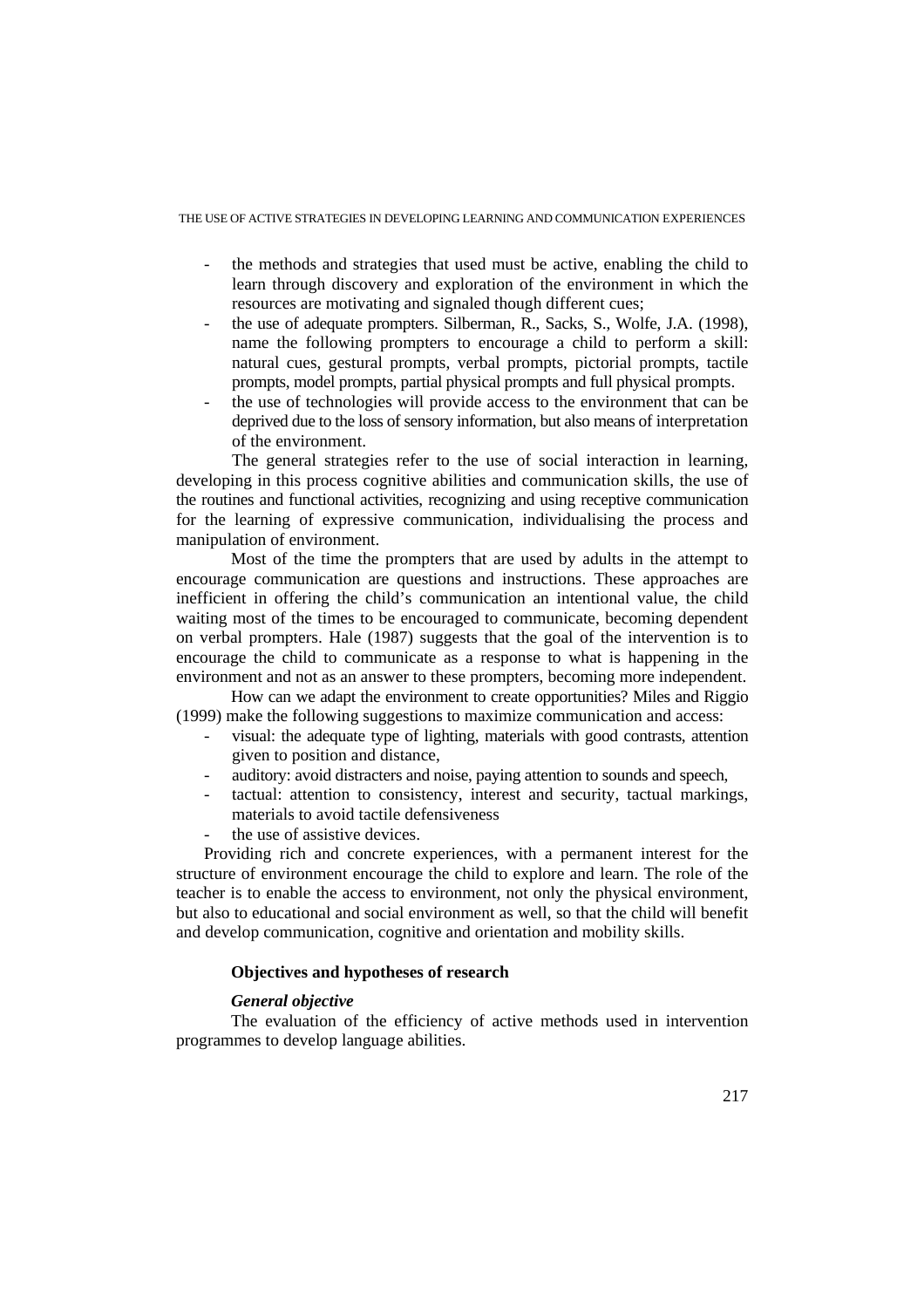- the methods and strategies that used must be active, enabling the child to learn through discovery and exploration of the environment in which the resources are motivating and signaled though different cues;
- the use of adequate prompters. Silberman, R., Sacks, S., Wolfe, J.A. (1998), name the following prompters to encourage a child to perform a skill: natural cues, gestural prompts, verbal prompts, pictorial prompts, tactile prompts, model prompts, partial physical prompts and full physical prompts.
- the use of technologies will provide access to the environment that can be deprived due to the loss of sensory information, but also means of interpretation of the environment.

The general strategies refer to the use of social interaction in learning, developing in this process cognitive abilities and communication skills, the use of the routines and functional activities, recognizing and using receptive communication for the learning of expressive communication, individualising the process and manipulation of environment.

Most of the time the prompters that are used by adults in the attempt to encourage communication are questions and instructions. These approaches are inefficient in offering the child's communication an intentional value, the child waiting most of the times to be encouraged to communicate, becoming dependent on verbal prompters. Hale (1987) suggests that the goal of the intervention is to encourage the child to communicate as a response to what is happening in the environment and not as an answer to these prompters, becoming more independent.

How can we adapt the environment to create opportunities? Miles and Riggio (1999) make the following suggestions to maximize communication and access:

- visual: the adequate type of lighting, materials with good contrasts, attention given to position and distance,
- auditory: avoid distracters and noise, paying attention to sounds and speech,
- tactual: attention to consistency, interest and security, tactual markings, materials to avoid tactile defensiveness
- the use of assistive devices.

Providing rich and concrete experiences, with a permanent interest for the structure of environment encourage the child to explore and learn. The role of the teacher is to enable the access to environment, not only the physical environment, but also to educational and social environment as well, so that the child will benefit and develop communication, cognitive and orientation and mobility skills.

## Objectives and hypotheses of research

### *General objective*

The evaluation of the efficiency of active methods used in intervention programmes to develop language abilities.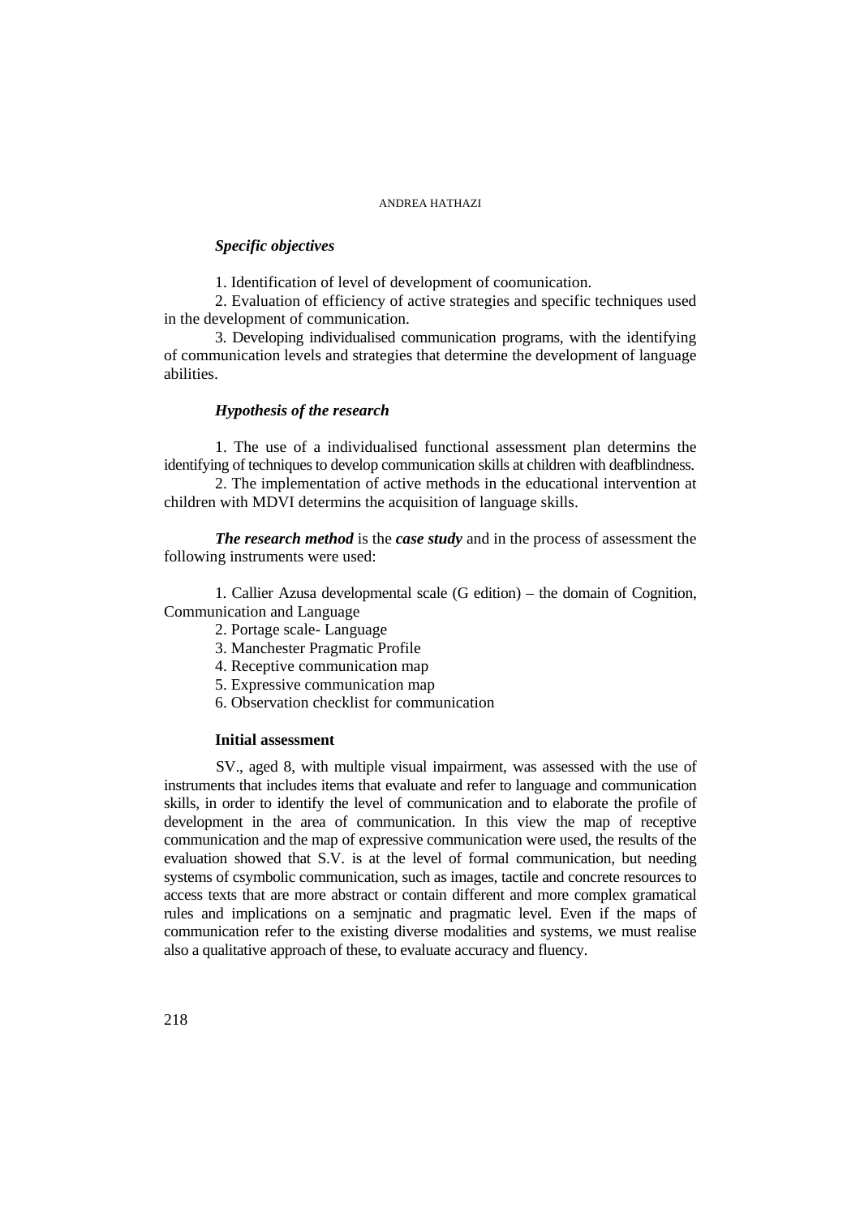***Specific objectives***

1. Identification of level of development of coomunication.
2. Evaluation of efficiency of active strategies and specific techniques used in the development of communication.
3. Developing individualised communication programs, with the identifying of communication levels and strategies that determine the development of language abilities.

***Hypothesis of the research***

1. The use of a individualised functional assessment plan determins the identifying of techniques to develop communication skills at children with deafblindness.
2. The implementation of active methods in the educational intervention at children with MDVI determins the acquisition of language skills.

***The research method*** is the ***case study*** and in the process of assessment the following instruments were used:

1. Callier Azusa developmental scale (G edition) – the domain of Cognition, Communication and Language
2. Portage scale- Language
3. Manchester Pragmatic Profile
4. Receptive communication map
5. Expressive communication map
6. Observation checklist for communication

**Initial assessment**

SV., aged 8, with multiple visual impairment, was assessed with the use of instruments that includes items that evaluate and refer to language and communication skills, in order to identify the level of communication and to elaborate the profile of development in the area of communication. In this view the map of receptive communication and the map of expressive communication were used, the results of the evaluation showed that S.V. is at the level of formal communication, but needing systems of csymbolic communication, such as images, tactile and concrete resources to access texts that are more abstract or contain different and more complex gramatical rules and implications on a semjnatic and pragmatic level. Even if the maps of communication refer to the existing diverse modalities and systems, we must realise also a qualitative approach of these, to evaluate accuracy and fluency.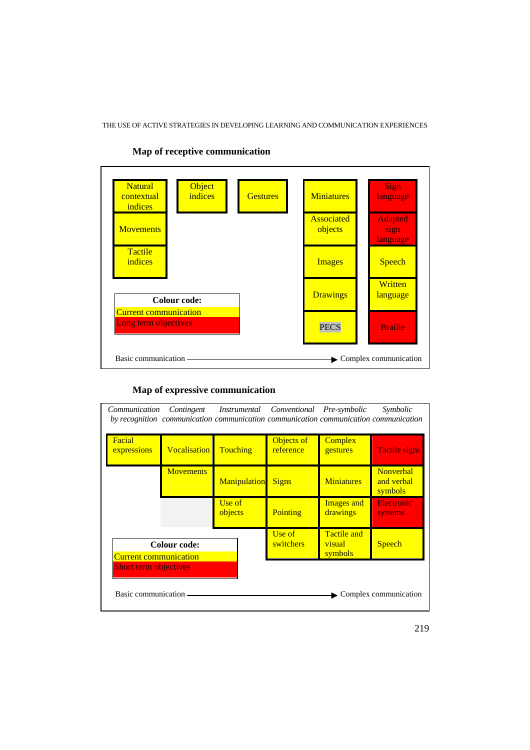**Map of receptive communication**

| | | | | |
|---|---|---|---|---|
| Natural contextual indices | Object indices | Gestures | Miniatures | Sign language |
| Movements | | | Associated objects | Adapted sign language |
| Tactile indices | | | Images | Speech |
| | | | Drawings | Written language |
| | | | PECS | Braille |

| Colour code: |
|---|
| Current communication (yellow) |
| Long term objectives (red) |

Basic communication ——————→ Complex communication

**Map of expressive communication**

| *Communication by recognition* | *Contingent communication* | *Instrumental communication* | *Conventional communication* | *Pre-symbolic communication* | *Symbolic communication* |
|---|---|---|---|---|---|
| Facial expressions | Vocalisation | Touching | Objects of reference | Complex gestures | Tactile signs |
| | Movements | Manipulation | Signs | Miniatures | Nonverbal and verbal symbols |
| | | Use of objects | Pointing | Images and drawings | Electronic systems |
| | | | Use of switchers | Tactile and visual symbols | Speech |

| Colour code: |
|---|
| Current communication (yellow) |
| Short term objectives (red) |

Basic communication ——————→ Complex communication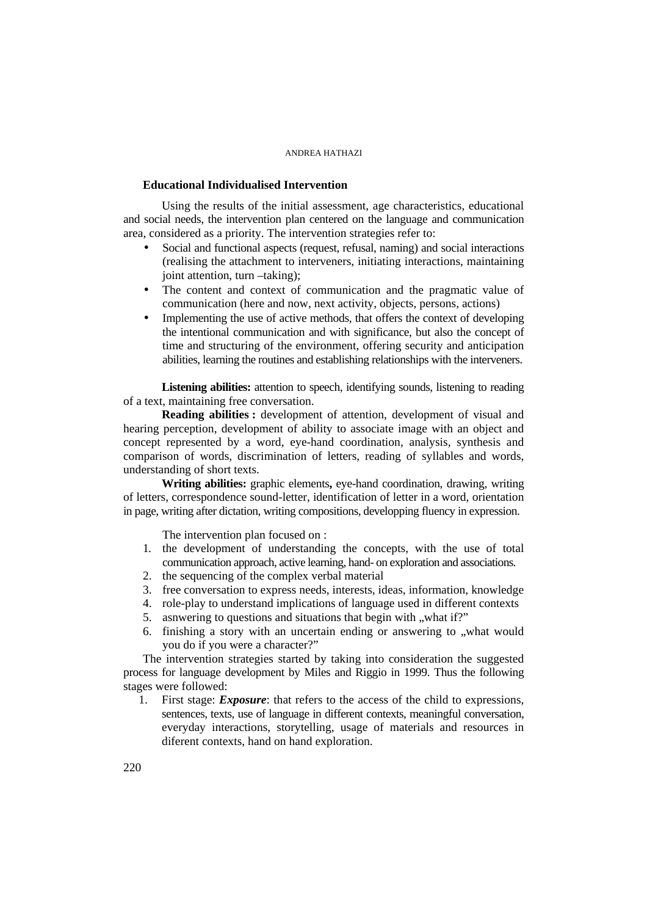**Educational Individualised Intervention**

Using the results of the initial assessment, age characteristics, educational and social needs, the intervention plan centered on the language and communication area, considered as a priority. The intervention strategies refer to:

- Social and functional aspects (request, refusal, naming) and social interactions (realising the attachment to interveners, initiating interactions, maintaining joint attention, turn –taking);
- The content and context of communication and the pragmatic value of communication (here and now, next activity, objects, persons, actions)
- Implementing the use of active methods, that offers the context of developing the intentional communication and with significance, but also the concept of time and structuring of the environment, offering security and anticipation abilities, learning the routines and establishing relationships with the interveners.

**Listening abilities:** attention to speech, identifying sounds, listening to reading of a text, maintaining free conversation.

**Reading abilities :** development of attention, development of visual and hearing perception, development of ability to associate image with an object and concept represented by a word, eye-hand coordination, analysis, synthesis and comparison of words, discrimination of letters, reading of syllables and words, understanding of short texts.

**Writing abilities:** graphic elements**,** eye-hand coordination, drawing, writing of letters, correspondence sound-letter, identification of letter in a word, orientation in page, writing after dictation, writing compositions, developping fluency in expression.

The intervention plan focused on :

1. the development of understanding the concepts, with the use of total communication approach, active learning, hand- on exploration and associations.
2. the sequencing of the complex verbal material
3. free conversation to express needs, interests, ideas, information, knowledge
4. role-play to understand implications of language used in different contexts
5. asnwering to questions and situations that begin with „what if?"
6. finishing a story with an uncertain ending or answering to „what would you do if you were a character?"

The intervention strategies started by taking into consideration the suggested process for language development by Miles and Riggio in 1999. Thus the following stages were followed:

1. First stage: ***Exposure***: that refers to the access of the child to expressions, sentences, texts, use of language in different contexts, meaningful conversation, everyday interactions, storytelling, usage of materials and resources in diferent contexts, hand on hand exploration.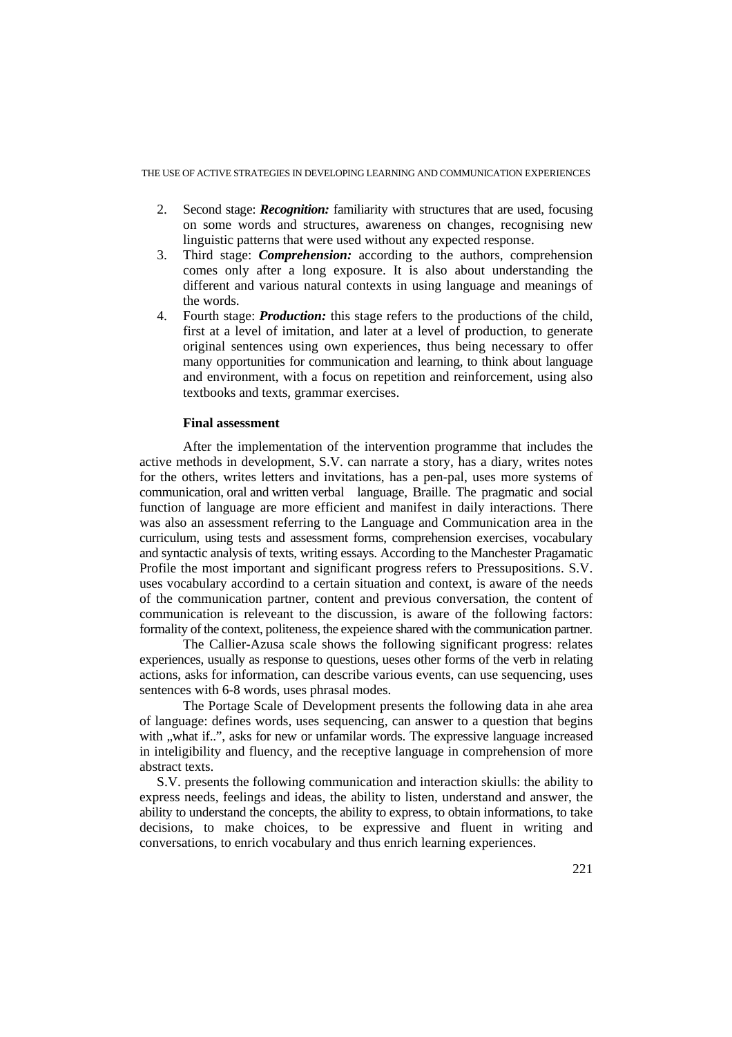2. Second stage: ***Recognition:*** familiarity with structures that are used, focusing on some words and structures, awareness on changes, recognising new linguistic patterns that were used without any expected response.
3. Third stage: ***Comprehension:*** according to the authors, comprehension comes only after a long exposure. It is also about understanding the different and various natural contexts in using language and meanings of the words.
4. Fourth stage: ***Production:*** this stage refers to the productions of the child, first at a level of imitation, and later at a level of production, to generate original sentences using own experiences, thus being necessary to offer many opportunities for communication and learning, to think about language and environment, with a focus on repetition and reinforcement, using also textbooks and texts, grammar exercises.

**Final assessment**

After the implementation of the intervention programme that includes the active methods in development, S.V. can narrate a story, has a diary, writes notes for the others, writes letters and invitations, has a pen-pal, uses more systems of communication, oral and written verbal language, Braille. The pragmatic and social function of language are more efficient and manifest in daily interactions. There was also an assessment referring to the Language and Communication area in the curriculum, using tests and assessment forms, comprehension exercises, vocabulary and syntactic analysis of texts, writing essays. According to the Manchester Pragamatic Profile the most important and significant progress refers to Pressupositions. S.V. uses vocabulary accordind to a certain situation and context, is aware of the needs of the communication partner, content and previous conversation, the content of communication is releveant to the discussion, is aware of the following factors: formality of the context, politeness, the expeience shared with the communication partner.

The Callier-Azusa scale shows the following significant progress: relates experiences, usually as response to questions, ueses other forms of the verb in relating actions, asks for information, can describe various events, can use sequencing, uses sentences with 6-8 words, uses phrasal modes.

The Portage Scale of Development presents the following data in ahe area of language: defines words, uses sequencing, can answer to a question that begins with „what if..", asks for new or unfamilar words. The expressive language increased in inteligibility and fluency, and the receptive language in comprehension of more abstract texts.

S.V. presents the following communication and interaction skiulls: the ability to express needs, feelings and ideas, the ability to listen, understand and answer, the ability to understand the concepts, the ability to express, to obtain informations, to take decisions, to make choices, to be expressive and fluent in writing and conversations, to enrich vocabulary and thus enrich learning experiences.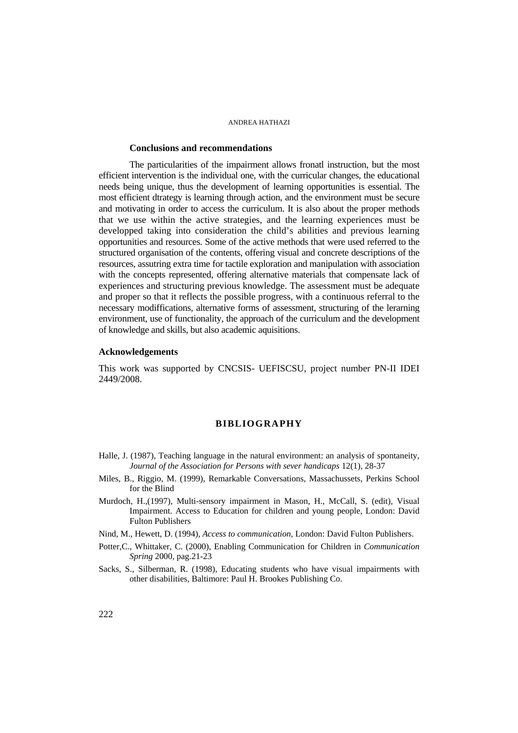### Conclusions and recommendations

The particularities of the impairment allows fronatl instruction, but the most efficient intervention is the individual one, with the curricular changes, the educational needs being unique, thus the development of learning opportunities is essential. The most efficient dtrategy is learning through action, and the environment must be secure and motivating in order to access the curriculum. It is also about the proper methods that we use within the active strategies, and the learning experiences must be developped taking into consideration the child's abilities and previous learning opportunities and resources. Some of the active methods that were used referred to the structured organisation of the contents, offering visual and concrete descriptions of the resources, assutring extra time for tactile exploration and manipulation with association with the concepts represented, offering alternative materials that compensate lack of experiences and structuring previous knowledge. The assessment must be adequate and proper so that it reflects the possible progress, with a continuous referral to the necessary modiffications, alternative forms of assessment, structuring of the lerarning environment, use of functionality, the approach of the curriculum and the development of knowledge and skills, but also academic aquisitions.

### Acknowledgements

This work was supported by CNCSIS- UEFISCSU, project number PN-II IDEI 2449/2008.

## BIBLIOGRAPHY

Halle, J. (1987), Teaching language in the natural environment: an analysis of spontaneity, *Journal of the Association for Persons with sever handicaps* 12(1), 28-37

Miles, B., Riggio, M. (1999), Remarkable Conversations, Massachussets, Perkins School for the Blind

Murdoch, H.,(1997), Multi-sensory impairment in Mason, H., McCall, S. (edit), Visual Impairment. Access to Education for children and young people, London: David Fulton Publishers

Nind, M., Hewett, D. (1994), *Access to communication*, London: David Fulton Publishers.

Potter,C., Whittaker, C. (2000), Enabling Communication for Children in *Communication Spring* 2000, pag.21-23

Sacks, S., Silberman, R. (1998), Educating students who have visual impairments with other disabilities, Baltimore: Paul H. Brookes Publishing Co.